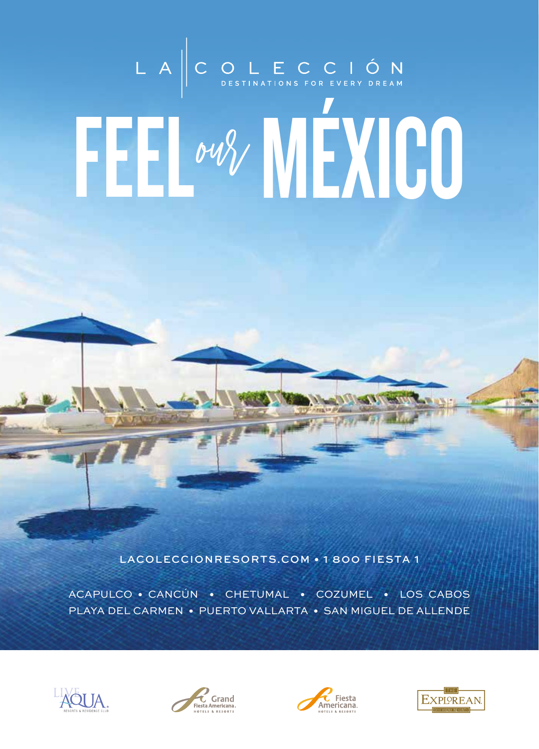LA | COLECCIÓN

DESTINATIONS FOR EVERY DREAM

# FEEL *our* MÉXICO

LACOLECCIONRESORTS.COM • 1 800 FIESTA 1

ACAPULCO • CANCÚN • CHETUMAL • COZUMEL • LOS CABOS
PLAYA DEL CARMEN • PUERTO VALLARTA • SAN MIGUEL DE ALLENDE

LIVE AQUA RESORTS & RESIDENCE CLUB

Grand Fiesta Americana HOTELS & RESORTS

Fiesta Americana HOTELS & RESORTS

THE EXPLOREAN DISCOVERY RESORTS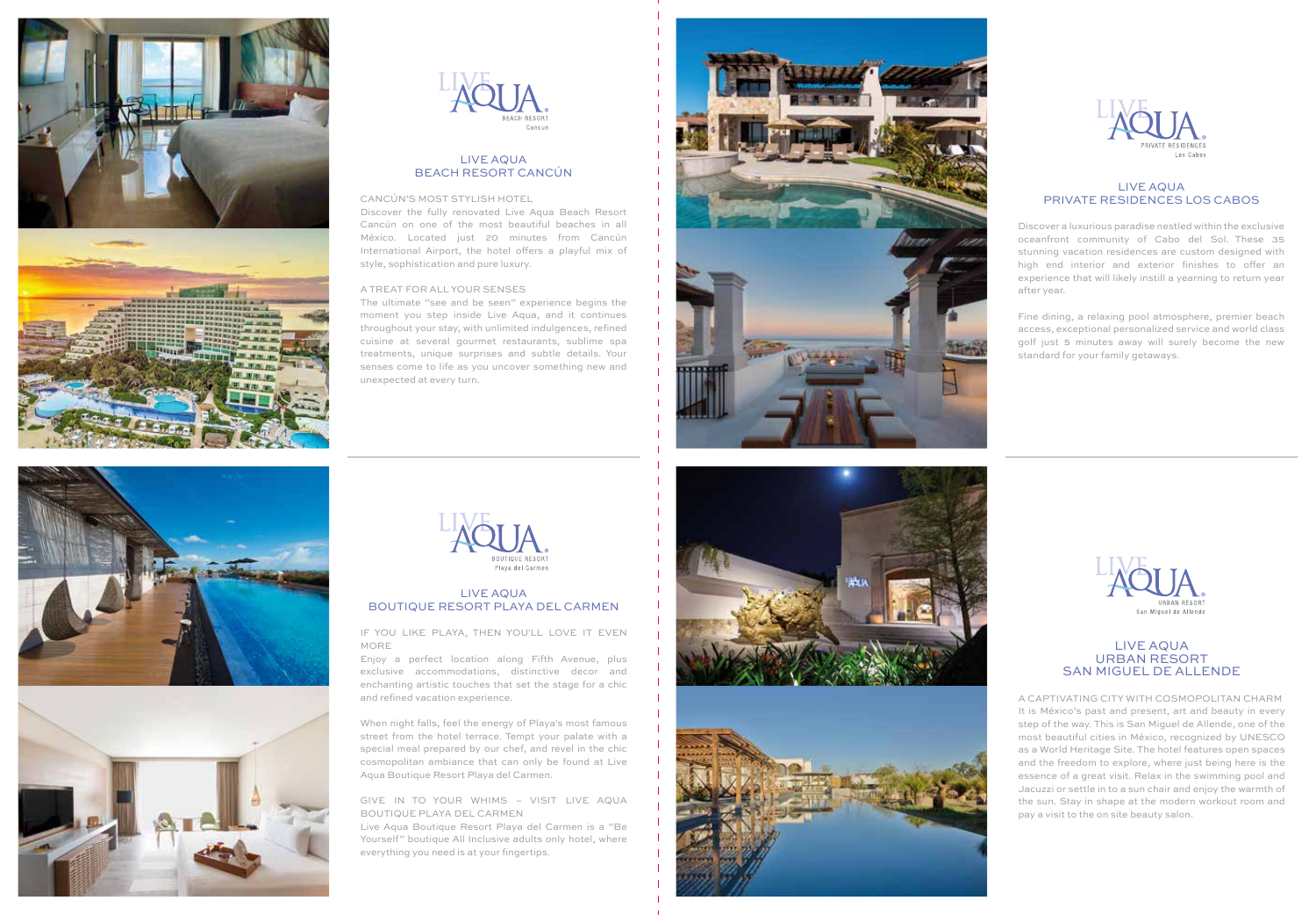## LIVE AQUA BEACH RESORT CANCÚN

CANCÚN'S MOST STYLISH HOTEL

Discover the fully renovated Live Aqua Beach Resort Cancún on one of the most beautiful beaches in all México. Located just 20 minutes from Cancún International Airport, the hotel offers a playful mix of style, sophistication and pure luxury.

A TREAT FOR ALL YOUR SENSES

The ultimate "see and be seen" experience begins the moment you step inside Live Aqua, and it continues throughout your stay, with unlimited indulgences, refined cuisine at several gourmet restaurants, sublime spa treatments, unique surprises and subtle details. Your senses come to life as you uncover something new and unexpected at every turn.

## LIVE AQUA BOUTIQUE RESORT PLAYA DEL CARMEN

IF YOU LIKE PLAYA, THEN YOU'LL LOVE IT EVEN MORE

Enjoy a perfect location along Fifth Avenue, plus exclusive accommodations, distinctive decor and enchanting artistic touches that set the stage for a chic and refined vacation experience.

When night falls, feel the energy of Playa's most famous street from the hotel terrace. Tempt your palate with a special meal prepared by our chef, and revel in the chic cosmopolitan ambiance that can only be found at Live Aqua Boutique Resort Playa del Carmen.

GIVE IN TO YOUR WHIMS – VISIT LIVE AQUA BOUTIQUE PLAYA DEL CARMEN

Live Aqua Boutique Resort Playa del Carmen is a "Be Yourself" boutique All Inclusive adults only hotel, where everything you need is at your fingertips.

## LIVE AQUA PRIVATE RESIDENCES LOS CABOS

Discover a luxurious paradise nestled within the exclusive oceanfront community of Cabo del Sol. These 35 stunning vacation residences are custom designed with high end interior and exterior finishes to offer an experience that will likely instill a yearning to return year after year.

Fine dining, a relaxing pool atmosphere, premier beach access, exceptional personalized service and world class golf just 5 minutes away will surely become the new standard for your family getaways.

## LIVE AQUA URBAN RESORT SAN MIGUEL DE ALLENDE

A CAPTIVATING CITY WITH COSMOPOLITAN CHARM

It is México's past and present, art and beauty in every step of the way. This is San Miguel de Allende, one of the most beautiful cities in México, recognized by UNESCO as a World Heritage Site. The hotel features open spaces and the freedom to explore, where just being here is the essence of a great visit. Relax in the swimming pool and Jacuzzi or settle in to a sun chair and enjoy the warmth of the sun. Stay in shape at the modern workout room and pay a visit to the on site beauty salon.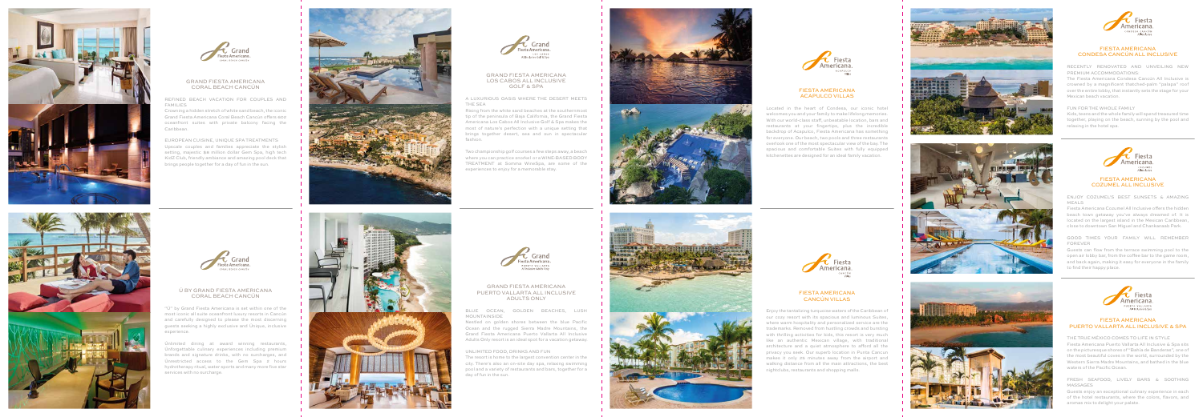## GRAND FIESTA AMERICANA CORAL BEACH CANCÚN

REFINED BEACH VACATION FOR COUPLES AND FAMILIES

Crowning a hidden stretch of white sand beach, the iconic Grand Fiesta Americana Coral Beach Cancún offers sole oceanfront suites with private balcony facing the Caribbean.

EUROPEAN CUISINE, UNIQUE SPA TREATMENTS

Upscale couples and families appreciate the stylish setting, majestic $6 million dollar Gem Spa, high tech KidZ Club, friendly ambiance and amazing pool deck that brings people together for a day of fun in the sun.

## GRAND FIESTA AMERICANA LOS CABOS ALL INCLUSIVE GOLF & SPA

A LUXURIOUS OASIS WHERE THE DESERT MEETS THE SEA

Rising from the white sand beaches at the southernmost tip of the peninsula of Baja California, the Grand Fiesta Americana Los Cabos All Inclusive Golf & Spa makes the most of nature's perfection with a unique setting that brings together desert, sea and sun in spectacular fashion.

Two championship golf courses a few steps away, a beach where you can practice snorkel or a WINE-BASED BODY TREATMENT at Somma WineSpa, are some of the experiences to enjoy for a memorable stay.

## FIESTA AMERICANA ACAPULCO VILLAS

Located in the heart of Condesa, our iconic hotel welcomes you and your family to make lifelong memories. With our world-class staff, unbeatable location, bars and restaurants at your fingertips, plus the incredible backdrop of Acapulco, Fiesta Americana has something for everyone. Our beach, two pools and three restaurants overlook one of the most spectacular view of the bay. The spacious and comfortable Suites with fully equipped kitchenettes are designed for an ideal family vacation.

## FIESTA AMERICANA CONDESA CANCUN ALL INCLUSIVE

RECENTLY RENOVATED AND UNVEILING NEW PREMIUM ACCOMMODATIONS

The Fiesta Americana Condesa Cancún All Inclusive is crowned by a magnificent thatched-palm "palapa" roof over the entire lobby, that instantly sets the stage for your Mexican beach vacation.

FUN FOR THE WHOLE FAMILY

Kids, teens and the whole family will spend treasured time together, playing on the beach, sunning by the pool and relaxing in the hotel spa.

## FIESTA AMERICANA COZUMEL ALL INCLUSIVE

ENJOY COZUMEL'S BEST SUNSETS & AMAZING MEALS

Fiesta Americana Cozumel All Inclusive offers the hidden beach town getaway you've always dreamed of. It is located on the largest island in the Mexican Caribbean, close to downtown San Miguel and Chankanaab Park.

GOOD TIMES YOUR FAMILY WILL REMEMBER FOREVER

Guests can flow from the terrace swimming pool to the open-air lobby bar, from the coffee bar to the game room, and back again, making it easy for everyone in the family to find their happy place.

## Ü BY GRAND FIESTA AMERICANA CORAL BEACH CANCÚN

"Ü" by Grand Fiesta Americana is set within one of the most iconic all suite oceanfront luxury resorts in Cancún and carefully designed to please the most discerning guests seeking a highly exclusive and Unique, inclusive experience.

Unlimited dining at award winning restaurants, Unforgettable culinary experiences including premium brands and signature drinks, with no surcharges, and Unrestricted access to the Gem Spa 4 hours hydrotherapy ritual, water sports and many more five star services with no surcharge.

## GRAND FIESTA AMERICANA PUERTO VALLARTA ALL INCLUSIVE ADULTS ONLY

BLUE OCEAN, GOLDEN BEACHES, LUSH MOUNTAINSIDE

Nestled on golden shores between the blue Pacific Ocean and the rugged Sierra Madre Mountains, the Grand Fiesta Americana Puerto Vallarta All Inclusive Adults Only resort is an ideal spot for a vacation getaway.

UNLIMITED FOOD, DRINKS AND FUN

The resort is home to the largest convention center in the city. There's also an on-site day spa, relaxing swimming pool and a variety of restaurants and bars, together for a day of fun in the sun.

## FIESTA AMERICANA CANCUN VILLAS

Enjoy the tantalizing turquoise waters of the Caribbean of our cozy resort with its spacious and luminous Suites, where warm hospitality and personalized service are the trademarks. Removed from hustling crowds and bursting with thrilling activities for kids, this resort is very much like an authentic Mexican village, with traditional architecture and a quiet atmosphere to afford all the privacy you seek. Our superb location in Punta Cancun makes it only 25 minutes away from the airport and walking distance from all the main attractions, the best nightclubs, restaurants and shopping malls.

## FIESTA AMERICANA PUERTO VALLARTA ALL INCLUSIVE & SPA

THE TRUE MEXICO COMES TO LIFE IN STYLE

Fiesta Americana Puerto Vallarta All Inclusive & Spa sits on the picturesque shores of "Bahía de Banderas", one of the most beautiful coves in the world, surrounded by the Western Sierra Madre Mountains, and bathed in the blue waters of the Pacific Ocean.

FRESH SEAFOOD, LIVELY BARS & SOOTHING MASSAGES

Guests enjoy an exceptional culinary experience in each of the hotel restaurants, where the colors, flavors, and aromas mix to delight your palate.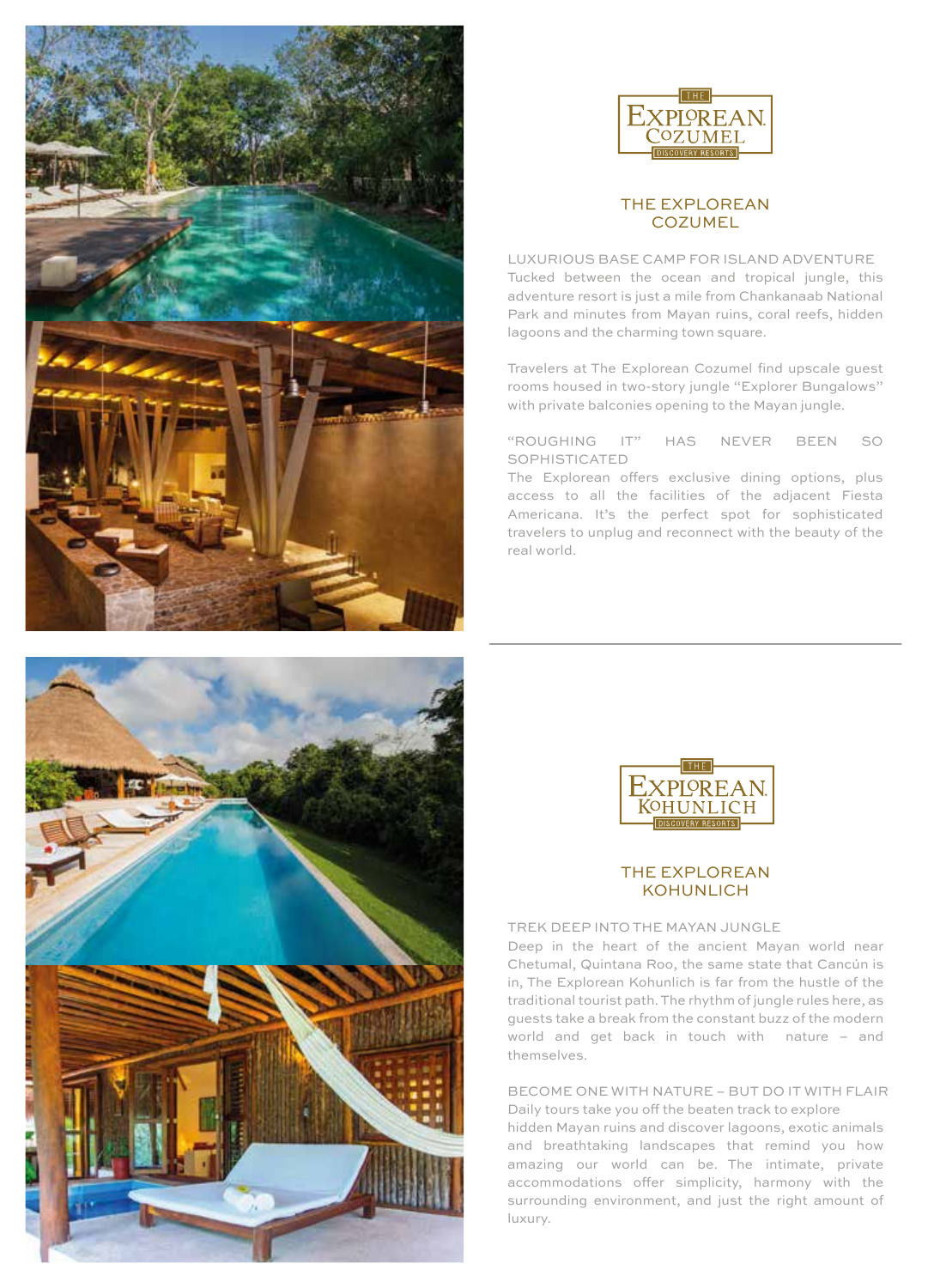THE EXPLOREAN COZUMEL DISCOVERY RESORTS

## THE EXPLOREAN COZUMEL

### LUXURIOUS BASE CAMP FOR ISLAND ADVENTURE

Tucked between the ocean and tropical jungle, this adventure resort is just a mile from Chankanaab National Park and minutes from Mayan ruins, coral reefs, hidden lagoons and the charming town square.

Travelers at The Explorean Cozumel find upscale guest rooms housed in two-story jungle "Explorer Bungalows" with private balconies opening to the Mayan jungle.

### "ROUGHING IT" HAS NEVER BEEN SO SOPHISTICATED

The Explorean offers exclusive dining options, plus access to all the facilities of the adjacent Fiesta Americana. It's the perfect spot for sophisticated travelers to unplug and reconnect with the beauty of the real world.

---

THE EXPLOREAN KOHUNLICH DISCOVERY RESORTS

## THE EXPLOREAN KOHUNLICH

### TREK DEEP INTO THE MAYAN JUNGLE

Deep in the heart of the ancient Mayan world near Chetumal, Quintana Roo, the same state that Cancún is in, The Explorean Kohunlich is far from the hustle of the traditional tourist path. The rhythm of jungle rules here, as guests take a break from the constant buzz of the modern world and get back in touch with nature – and themselves.

### BECOME ONE WITH NATURE – BUT DO IT WITH FLAIR

Daily tours take you off the beaten track to explore hidden Mayan ruins and discover lagoons, exotic animals and breathtaking landscapes that remind you how amazing our world can be. The intimate, private accommodations offer simplicity, harmony with the surrounding environment, and just the right amount of luxury.